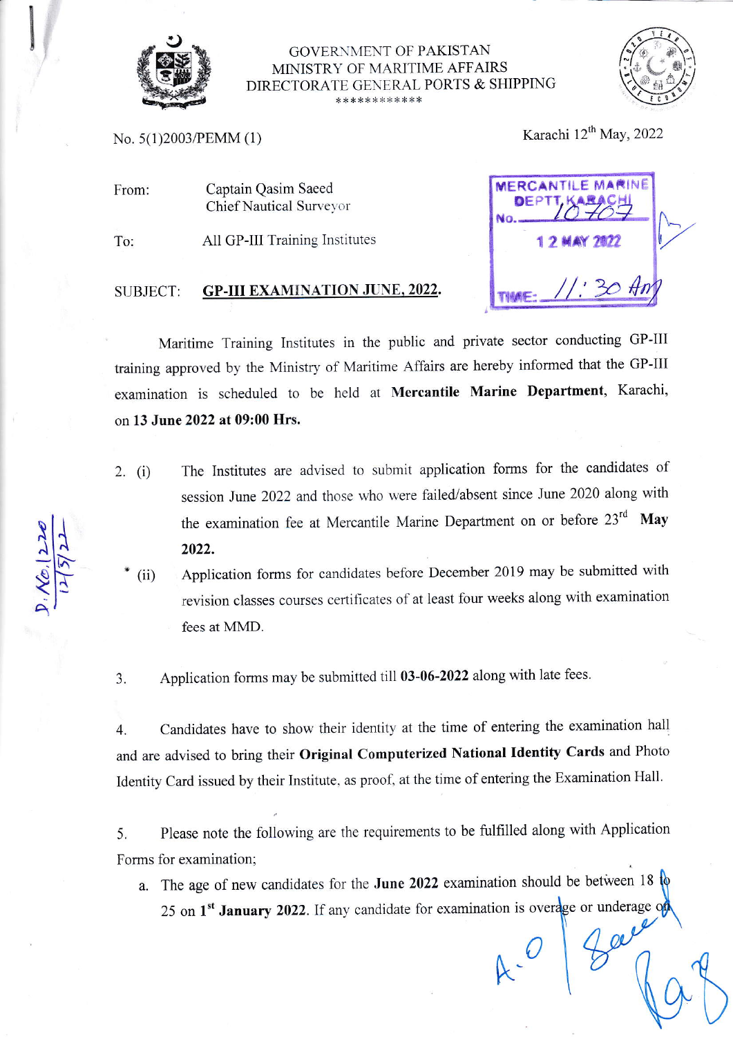GOVERNMENT OF PAKISTAN
MINISTRY OF MARITIME AFFAIRS
DIRECTORATE GENERAL PORTS & SHIPPING
************

No. 5(1)2003/PEMM (1)

Karachi 12th May, 2022

From: Captain Qasim Saeed
Chief Nautical Surveyor

To: All GP-III Training Institutes

MERCANTILE MARINE DEPTT KARACHI
No. 10707
12 MAY 2022
TIME: 11:30 AM

SUBJECT: **GP-III EXAMINATION JUNE, 2022.**

Maritime Training Institutes in the public and private sector conducting GP-III training approved by the Ministry of Maritime Affairs are hereby informed that the GP-III examination is scheduled to be held at **Mercantile Marine Department**, Karachi, on **13 June 2022 at 09:00 Hrs.**

2. (i) The Institutes are advised to submit application forms for the candidates of session June 2022 and those who were failed/absent since June 2020 along with the examination fee at Mercantile Marine Department on or before 23rd **May 2022.**

   (ii) Application forms for candidates before December 2019 may be submitted with revision classes courses certificates of at least four weeks along with examination fees at MMD.

3. Application forms may be submitted till **03-06-2022** along with late fees.

4. Candidates have to show their identity at the time of entering the examination hall and are advised to bring their **Original Computerized National Identity Cards** and Photo Identity Card issued by their Institute, as proof, at the time of entering the Examination Hall.

5. Please note the following are the requirements to be fulfilled along with Application Forms for examination;

   a. The age of new candidates for the **June 2022** examination should be between 18 to 25 on 1st **January 2022**. If any candidate for examination is overage or underage on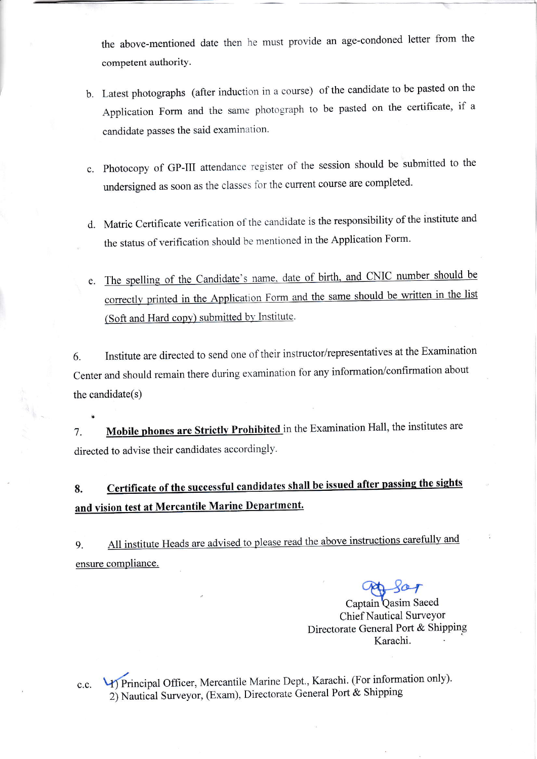the above-mentioned date then he must provide an age-condoned letter from the competent authority.

b. Latest photographs (after induction in a course) of the candidate to be pasted on the Application Form and the same photograph to be pasted on the certificate, if a candidate passes the said examination.

c. Photocopy of GP-III attendance register of the session should be submitted to the undersigned as soon as the classes for the current course are completed.

d. Matric Certificate verification of the candidate is the responsibility of the institute and the status of verification should be mentioned in the Application Form.

e. The spelling of the Candidate's name, date of birth, and CNIC number should be correctly printed in the Application Form and the same should be written in the list (Soft and Hard copy) submitted by Institute.

6. Institute are directed to send one of their instructor/representatives at the Examination Center and should remain there during examination for any information/confirmation about the candidate(s)

7. **Mobile phones are Strictly Prohibited** in the Examination Hall, the institutes are directed to advise their candidates accordingly.

8. **Certificate of the successful candidates shall be issued after passing the sights and vision test at Mercantile Marine Department.**

9. All institute Heads are advised to please read the above instructions carefully and ensure compliance.

Captain Qasim Saeed
Chief Nautical Surveyor
Directorate General Port & Shipping
Karachi.

c.c. 1) Principal Officer, Mercantile Marine Dept., Karachi. (For information only).
2) Nautical Surveyor, (Exam), Directorate General Port & Shipping